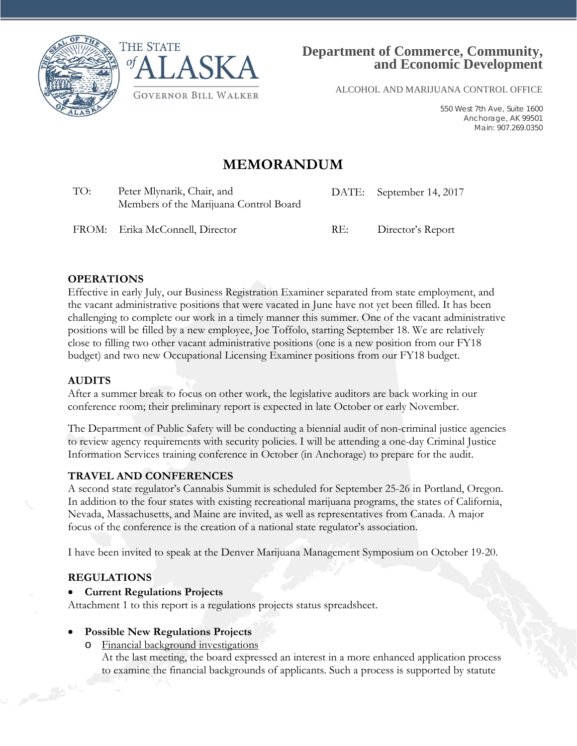THE STATE of ALASKA

GOVERNOR BILL WALKER

**Department of Commerce, Community, and Economic Development**

ALCOHOL AND MARIJUANA CONTROL OFFICE

550 West 7th Ave, Suite 1600
Anchorage, AK 99501
Main: 907.269.0350

# MEMORANDUM

| | | | |
|---|---|---|---|
| TO: | Peter Mlynarik, Chair, and Members of the Marijuana Control Board | DATE: | September 14, 2017 |
| FROM: | Erika McConnell, Director | RE: | Director's Report |

## OPERATIONS

Effective in early July, our Business Registration Examiner separated from state employment, and the vacant administrative positions that were vacated in June have not yet been filled. It has been challenging to complete our work in a timely manner this summer. One of the vacant administrative positions will be filled by a new employee, Joe Toffolo, starting September 18. We are relatively close to filling two other vacant administrative positions (one is a new position from our FY18 budget) and two new Occupational Licensing Examiner positions from our FY18 budget.

## AUDITS

After a summer break to focus on other work, the legislative auditors are back working in our conference room; their preliminary report is expected in late October or early November.

The Department of Public Safety will be conducting a biennial audit of non-criminal justice agencies to review agency requirements with security policies. I will be attending a one-day Criminal Justice Information Services training conference in October (in Anchorage) to prepare for the audit.

## TRAVEL AND CONFERENCES

A second state regulator's Cannabis Summit is scheduled for September 25-26 in Portland, Oregon. In addition to the four states with existing recreational marijuana programs, the states of California, Nevada, Massachusetts, and Maine are invited, as well as representatives from Canada. A major focus of the conference is the creation of a national state regulator's association.

I have been invited to speak at the Denver Marijuana Management Symposium on October 19-20.

## REGULATIONS

- **Current Regulations Projects**

Attachment 1 to this report is a regulations projects status spreadsheet.

- **Possible New Regulations Projects**
  - Financial background investigations

    At the last meeting, the board expressed an interest in a more enhanced application process to examine the financial backgrounds of applicants. Such a process is supported by statute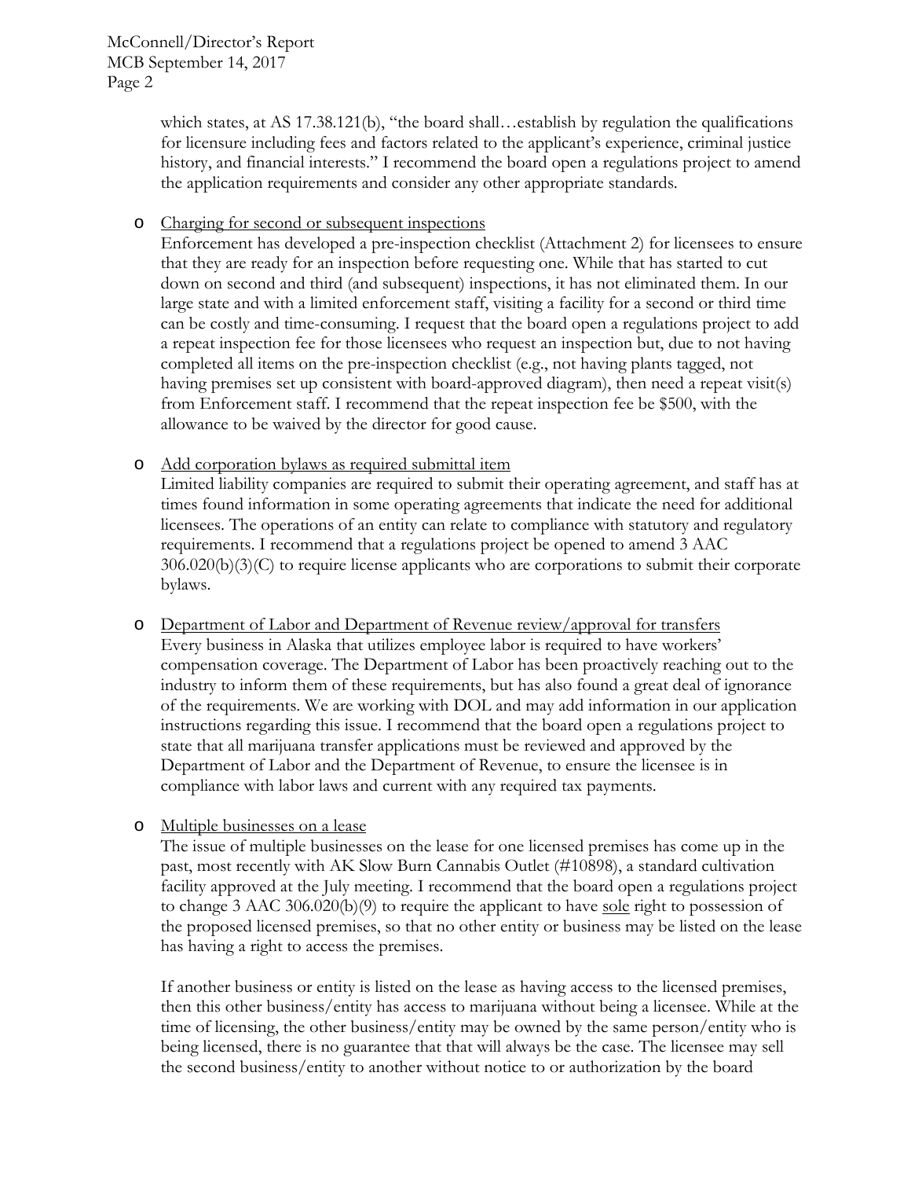which states, at AS 17.38.121(b), "the board shall…establish by regulation the qualifications for licensure including fees and factors related to the applicant's experience, criminal justice history, and financial interests." I recommend the board open a regulations project to amend the application requirements and consider any other appropriate standards.

- Charging for second or subsequent inspections

  Enforcement has developed a pre-inspection checklist (Attachment 2) for licensees to ensure that they are ready for an inspection before requesting one. While that has started to cut down on second and third (and subsequent) inspections, it has not eliminated them. In our large state and with a limited enforcement staff, visiting a facility for a second or third time can be costly and time-consuming. I request that the board open a regulations project to add a repeat inspection fee for those licensees who request an inspection but, due to not having completed all items on the pre-inspection checklist (e.g., not having plants tagged, not having premises set up consistent with board-approved diagram), then need a repeat visit(s) from Enforcement staff. I recommend that the repeat inspection fee be $500, with the allowance to be waived by the director for good cause.

- Add corporation bylaws as required submittal item

  Limited liability companies are required to submit their operating agreement, and staff has at times found information in some operating agreements that indicate the need for additional licensees. The operations of an entity can relate to compliance with statutory and regulatory requirements. I recommend that a regulations project be opened to amend 3 AAC 306.020(b)(3)(C) to require license applicants who are corporations to submit their corporate bylaws.

- Department of Labor and Department of Revenue review/approval for transfers

  Every business in Alaska that utilizes employee labor is required to have workers' compensation coverage. The Department of Labor has been proactively reaching out to the industry to inform them of these requirements, but has also found a great deal of ignorance of the requirements. We are working with DOL and may add information in our application instructions regarding this issue. I recommend that the board open a regulations project to state that all marijuana transfer applications must be reviewed and approved by the Department of Labor and the Department of Revenue, to ensure the licensee is in compliance with labor laws and current with any required tax payments.

- Multiple businesses on a lease

  The issue of multiple businesses on the lease for one licensed premises has come up in the past, most recently with AK Slow Burn Cannabis Outlet (#10898), a standard cultivation facility approved at the July meeting. I recommend that the board open a regulations project to change 3 AAC 306.020(b)(9) to require the applicant to have sole right to possession of the proposed licensed premises, so that no other entity or business may be listed on the lease has having a right to access the premises.

  If another business or entity is listed on the lease as having access to the licensed premises, then this other business/entity has access to marijuana without being a licensee. While at the time of licensing, the other business/entity may be owned by the same person/entity who is being licensed, there is no guarantee that that will always be the case. The licensee may sell the second business/entity to another without notice to or authorization by the board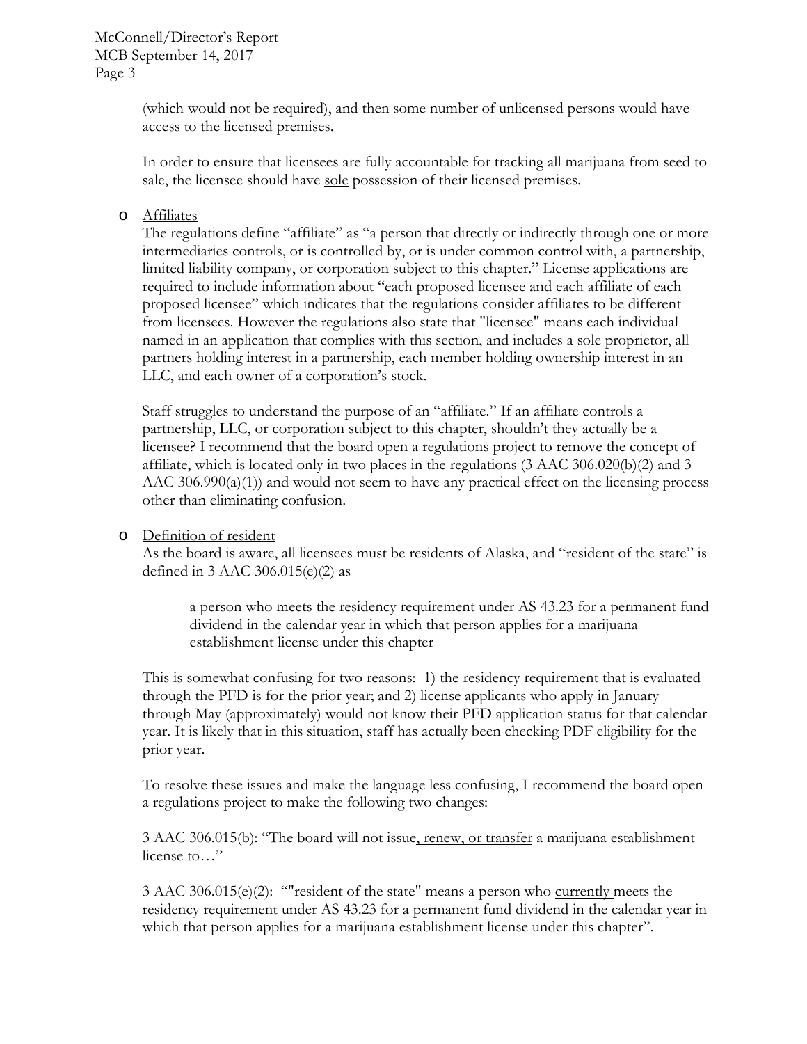(which would not be required), and then some number of unlicensed persons would have access to the licensed premises.

In order to ensure that licensees are fully accountable for tracking all marijuana from seed to sale, the licensee should have <u>sole</u> possession of their licensed premises.

- <u>Affiliates</u>

  The regulations define "affiliate" as "a person that directly or indirectly through one or more intermediaries controls, or is controlled by, or is under common control with, a partnership, limited liability company, or corporation subject to this chapter." License applications are required to include information about "each proposed licensee and each affiliate of each proposed licensee" which indicates that the regulations consider affiliates to be different from licensees. However the regulations also state that "licensee" means each individual named in an application that complies with this section, and includes a sole proprietor, all partners holding interest in a partnership, each member holding ownership interest in an LLC, and each owner of a corporation's stock.

  Staff struggles to understand the purpose of an "affiliate." If an affiliate controls a partnership, LLC, or corporation subject to this chapter, shouldn't they actually be a licensee? I recommend that the board open a regulations project to remove the concept of affiliate, which is located only in two places in the regulations (3 AAC 306.020(b)(2) and 3 AAC 306.990(a)(1)) and would not seem to have any practical effect on the licensing process other than eliminating confusion.

- <u>Definition of resident</u>

  As the board is aware, all licensees must be residents of Alaska, and "resident of the state" is defined in 3 AAC 306.015(e)(2) as

  > a person who meets the residency requirement under AS 43.23 for a permanent fund dividend in the calendar year in which that person applies for a marijuana establishment license under this chapter

  This is somewhat confusing for two reasons: 1) the residency requirement that is evaluated through the PFD is for the prior year; and 2) license applicants who apply in January through May (approximately) would not know their PFD application status for that calendar year. It is likely that in this situation, staff has actually been checking PDF eligibility for the prior year.

  To resolve these issues and make the language less confusing, I recommend the board open a regulations project to make the following two changes:

  3 AAC 306.015(b): "The board will not issue<u>, renew, or transfer</u> a marijuana establishment license to…"

  3 AAC 306.015(e)(2): ""resident of the state" means a person who <u>currently</u> meets the residency requirement under AS 43.23 for a permanent fund dividend ~~in the calendar year in which that person applies for a marijuana establishment license under this chapter~~".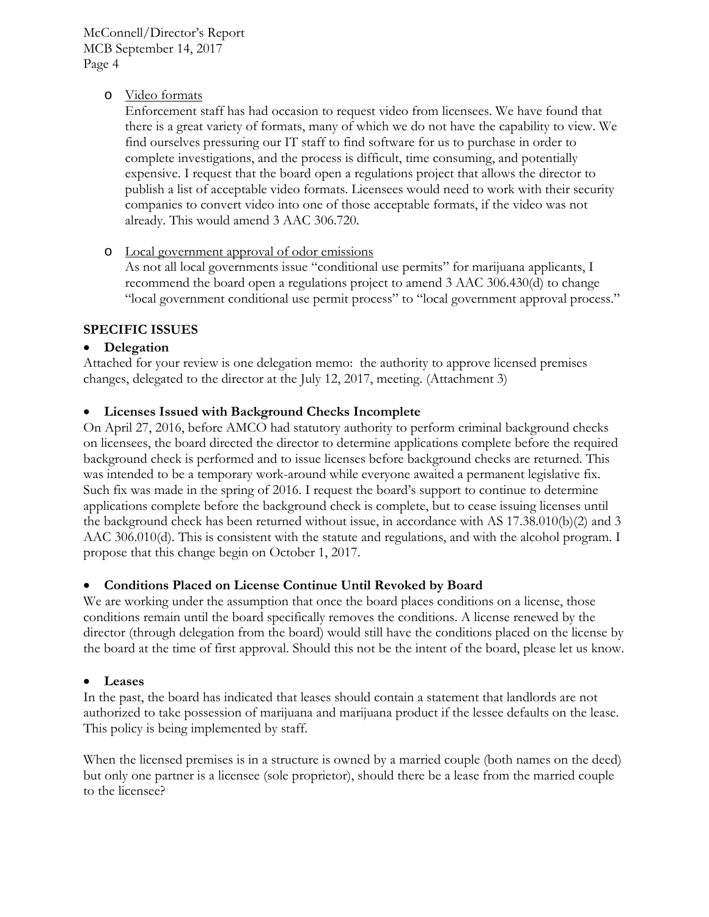- Video formats

  Enforcement staff has had occasion to request video from licensees. We have found that there is a great variety of formats, many of which we do not have the capability to view. We find ourselves pressuring our IT staff to find software for us to purchase in order to complete investigations, and the process is difficult, time consuming, and potentially expensive. I request that the board open a regulations project that allows the director to publish a list of acceptable video formats. Licensees would need to work with their security companies to convert video into one of those acceptable formats, if the video was not already. This would amend 3 AAC 306.720.

- Local government approval of odor emissions

  As not all local governments issue "conditional use permits" for marijuana applicants, I recommend the board open a regulations project to amend 3 AAC 306.430(d) to change "local government conditional use permit process" to "local government approval process."

## SPECIFIC ISSUES

- **Delegation**

Attached for your review is one delegation memo: the authority to approve licensed premises changes, delegated to the director at the July 12, 2017, meeting. (Attachment 3)

- **Licenses Issued with Background Checks Incomplete**

On April 27, 2016, before AMCO had statutory authority to perform criminal background checks on licensees, the board directed the director to determine applications complete before the required background check is performed and to issue licenses before background checks are returned. This was intended to be a temporary work-around while everyone awaited a permanent legislative fix. Such fix was made in the spring of 2016. I request the board's support to continue to determine applications complete before the background check is complete, but to cease issuing licenses until the background check has been returned without issue, in accordance with AS 17.38.010(b)(2) and 3 AAC 306.010(d). This is consistent with the statute and regulations, and with the alcohol program. I propose that this change begin on October 1, 2017.

- **Conditions Placed on License Continue Until Revoked by Board**

We are working under the assumption that once the board places conditions on a license, those conditions remain until the board specifically removes the conditions. A license renewed by the director (through delegation from the board) would still have the conditions placed on the license by the board at the time of first approval. Should this not be the intent of the board, please let us know.

- **Leases**

In the past, the board has indicated that leases should contain a statement that landlords are not authorized to take possession of marijuana and marijuana product if the lessee defaults on the lease. This policy is being implemented by staff.

When the licensed premises is in a structure is owned by a married couple (both names on the deed) but only one partner is a licensee (sole proprietor), should there be a lease from the married couple to the licensee?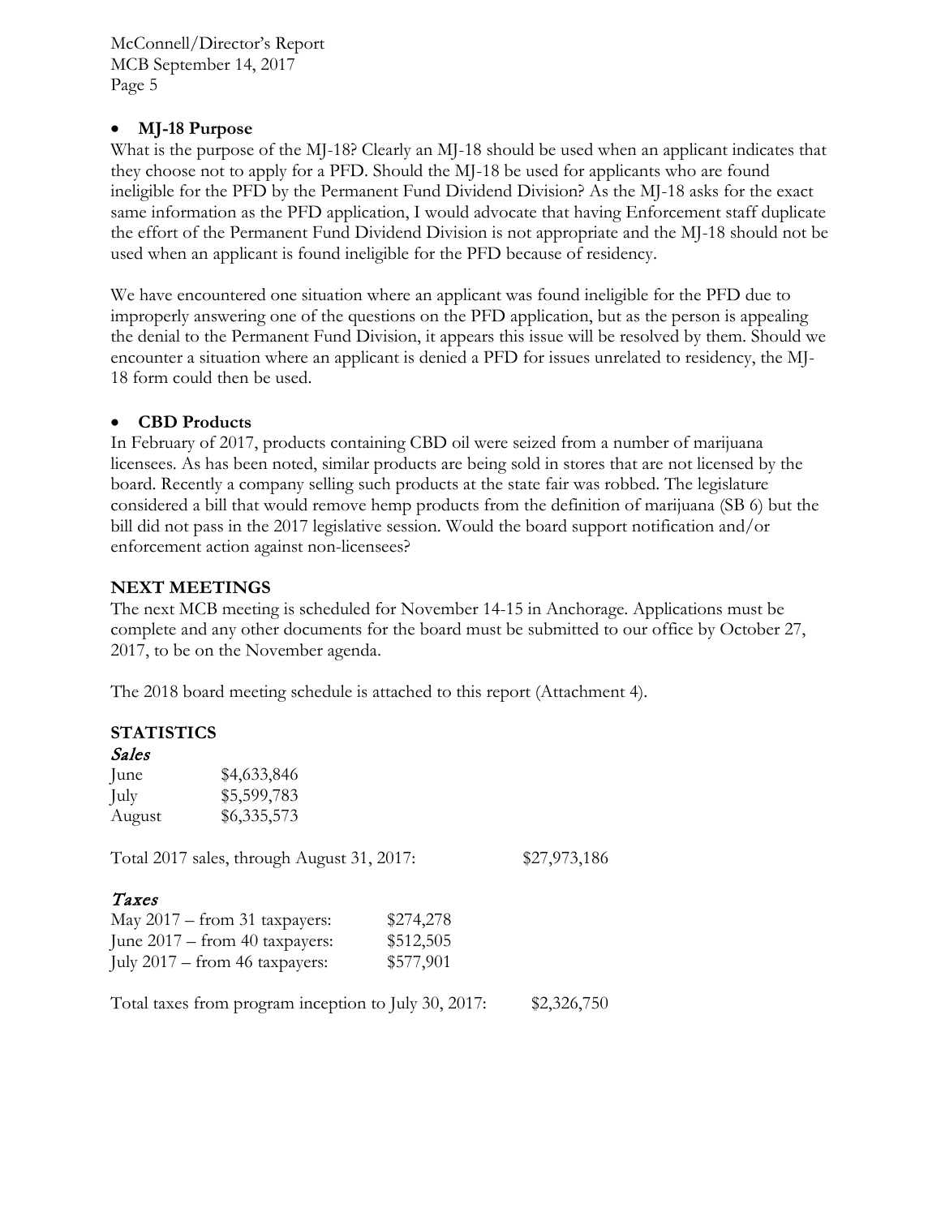- **MJ-18 Purpose**

What is the purpose of the MJ-18? Clearly an MJ-18 should be used when an applicant indicates that they choose not to apply for a PFD. Should the MJ-18 be used for applicants who are found ineligible for the PFD by the Permanent Fund Dividend Division? As the MJ-18 asks for the exact same information as the PFD application, I would advocate that having Enforcement staff duplicate the effort of the Permanent Fund Dividend Division is not appropriate and the MJ-18 should not be used when an applicant is found ineligible for the PFD because of residency.

We have encountered one situation where an applicant was found ineligible for the PFD due to improperly answering one of the questions on the PFD application, but as the person is appealing the denial to the Permanent Fund Division, it appears this issue will be resolved by them. Should we encounter a situation where an applicant is denied a PFD for issues unrelated to residency, the MJ-18 form could then be used.

- **CBD Products**

In February of 2017, products containing CBD oil were seized from a number of marijuana licensees. As has been noted, similar products are being sold in stores that are not licensed by the board. Recently a company selling such products at the state fair was robbed. The legislature considered a bill that would remove hemp products from the definition of marijuana (SB 6) but the bill did not pass in the 2017 legislative session. Would the board support notification and/or enforcement action against non-licensees?

## NEXT MEETINGS

The next MCB meeting is scheduled for November 14-15 in Anchorage. Applications must be complete and any other documents for the board must be submitted to our office by October 27, 2017, to be on the November agenda.

The 2018 board meeting schedule is attached to this report (Attachment 4).

## STATISTICS

*Sales*

| | |
|---|---|
| June | $4,633,846 |
| July | $5,599,783 |
| August | $6,335,573 |

Total 2017 sales, through August 31, 2017: $27,973,186

*Taxes*

| | |
|---|---|
| May 2017 – from 31 taxpayers: | $274,278 |
| June 2017 – from 40 taxpayers: | $512,505 |
| July 2017 – from 46 taxpayers: | $577,901 |

Total taxes from program inception to July 30, 2017: $2,326,750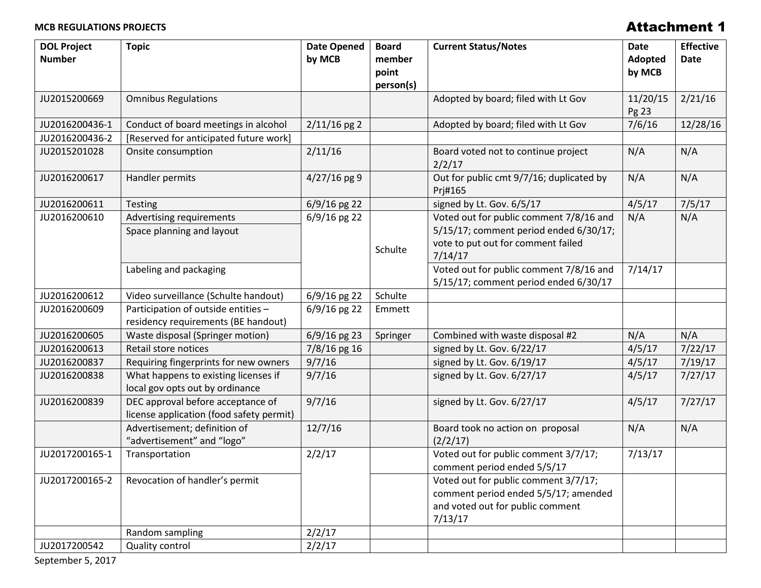**MCB REGULATIONS PROJECTS**

# Attachment 1

| DOL Project Number | Topic | Date Opened by MCB | Board member point person(s) | Current Status/Notes | Date Adopted by MCB | Effective Date |
|---|---|---|---|---|---|---|
| JU2015200669 | Omnibus Regulations | | | Adopted by board; filed with Lt Gov | 11/20/15 Pg 23 | 2/21/16 |
| JU2016200436-1 | Conduct of board meetings in alcohol | 2/11/16 pg 2 | | Adopted by board; filed with Lt Gov | 7/6/16 | 12/28/16 |
| JU2016200436-2 | [Reserved for anticipated future work] | | | | | |
| JU2015201028 | Onsite consumption | 2/11/16 | | Board voted not to continue project 2/2/17 | N/A | N/A |
| JU2016200617 | Handler permits | 4/27/16 pg 9 | | Out for public cmt 9/7/16; duplicated by Prj#165 | N/A | N/A |
| JU2016200611 | Testing | 6/9/16 pg 22 | | signed by Lt. Gov. 6/5/17 | 4/5/17 | 7/5/17 |
| JU2016200610 | Advertising requirements | 6/9/16 pg 22 | Schulte | Voted out for public comment 7/8/16 and 5/15/17; comment period ended 6/30/17; vote to put out for comment failed 7/14/17 | N/A | N/A |
| | Space planning and layout | | | | | |
| | Labeling and packaging | | | Voted out for public comment 7/8/16 and 5/15/17; comment period ended 6/30/17 | 7/14/17 | |
| JU2016200612 | Video surveillance (Schulte handout) | 6/9/16 pg 22 | Schulte | | | |
| JU2016200609 | Participation of outside entities – residency requirements (BE handout) | 6/9/16 pg 22 | Emmett | | | |
| JU2016200605 | Waste disposal (Springer motion) | 6/9/16 pg 23 | Springer | Combined with waste disposal #2 | N/A | N/A |
| JU2016200613 | Retail store notices | 7/8/16 pg 16 | | signed by Lt. Gov. 6/22/17 | 4/5/17 | 7/22/17 |
| JU2016200837 | Requiring fingerprints for new owners | 9/7/16 | | signed by Lt. Gov. 6/19/17 | 4/5/17 | 7/19/17 |
| JU2016200838 | What happens to existing licenses if local gov opts out by ordinance | 9/7/16 | | signed by Lt. Gov. 6/27/17 | 4/5/17 | 7/27/17 |
| JU2016200839 | DEC approval before acceptance of license application (food safety permit) | 9/7/16 | | signed by Lt. Gov. 6/27/17 | 4/5/17 | 7/27/17 |
| | Advertisement; definition of "advertisement" and "logo" | 12/7/16 | | Board took no action on proposal (2/2/17) | N/A | N/A |
| JU2017200165-1 | Transportation | 2/2/17 | | Voted out for public comment 3/7/17; comment period ended 5/5/17 | 7/13/17 | |
| JU2017200165-2 | Revocation of handler's permit | | | Voted out for public comment 3/7/17; comment period ended 5/5/17; amended and voted out for public comment 7/13/17 | | |
| | Random sampling | 2/2/17 | | | | |
| JU2017200542 | Quality control | 2/2/17 | | | | |

September 5, 2017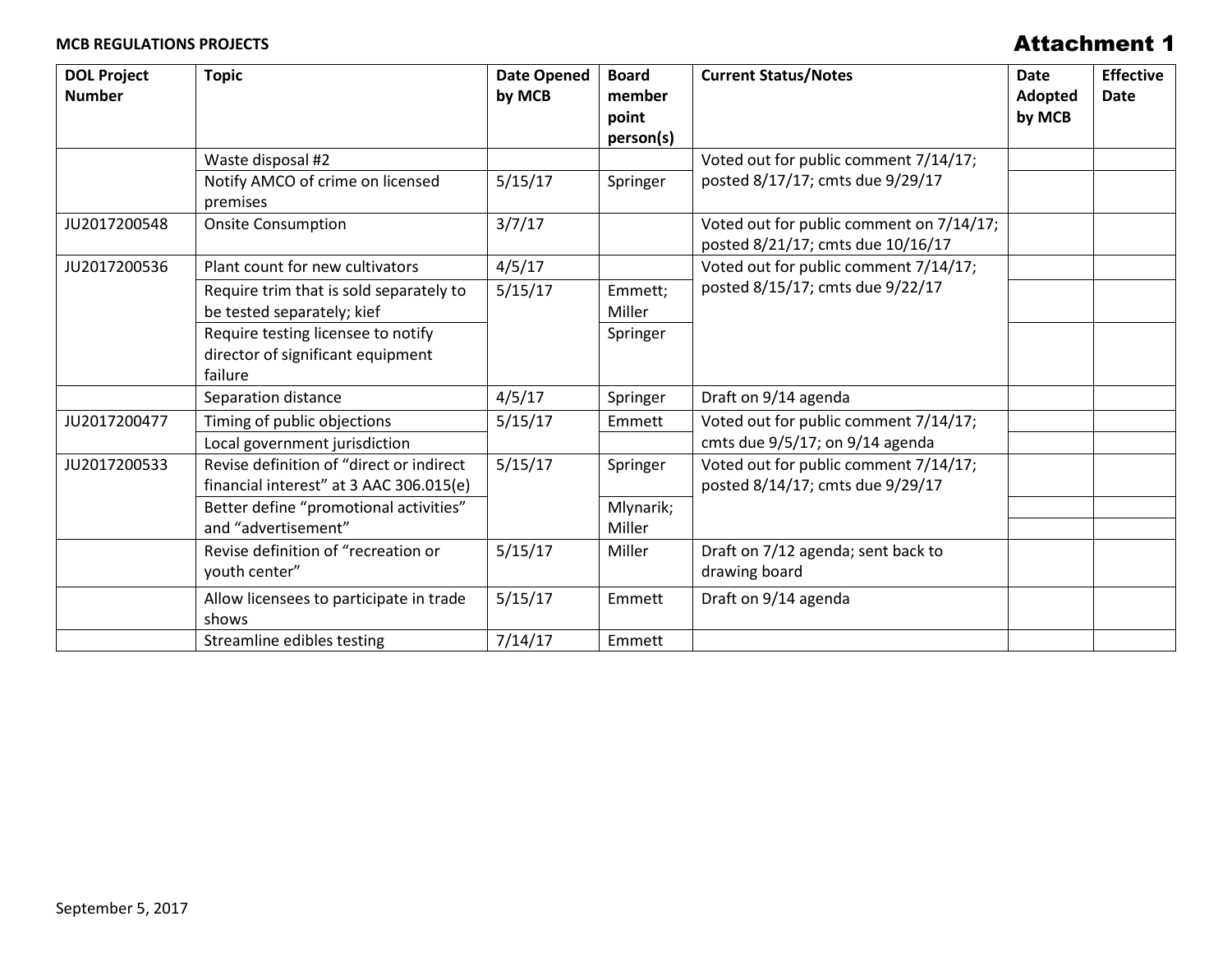**MCB REGULATIONS PROJECTS**

# Attachment 1

| DOL Project Number | Topic | Date Opened by MCB | Board member point person(s) | Current Status/Notes | Date Adopted by MCB | Effective Date |
|---|---|---|---|---|---|---|
| | Waste disposal #2 | | | Voted out for public comment 7/14/17; posted 8/17/17; cmts due 9/29/17 | | |
| | Notify AMCO of crime on licensed premises | 5/15/17 | Springer | | | |
| JU2017200548 | Onsite Consumption | 3/7/17 | | Voted out for public comment on 7/14/17; posted 8/21/17; cmts due 10/16/17 | | |
| JU2017200536 | Plant count for new cultivators | 4/5/17 | | Voted out for public comment 7/14/17; posted 8/15/17; cmts due 9/22/17 | | |
| | Require trim that is sold separately to be tested separately; kief | 5/15/17 | Emmett; Miller | | | |
| | Require testing licensee to notify director of significant equipment failure | | Springer | | | |
| | Separation distance | 4/5/17 | Springer | Draft on 9/14 agenda | | |
| JU2017200477 | Timing of public objections | 5/15/17 | Emmett | Voted out for public comment 7/14/17; cmts due 9/5/17; on 9/14 agenda | | |
| | Local government jurisdiction | | | | | |
| JU2017200533 | Revise definition of "direct or indirect financial interest" at 3 AAC 306.015(e) | 5/15/17 | Springer | Voted out for public comment 7/14/17; posted 8/14/17; cmts due 9/29/17 | | |
| | Better define "promotional activities" and "advertisement" | | Mlynarik; Miller | | | |
| | Revise definition of "recreation or youth center" | 5/15/17 | Miller | Draft on 7/12 agenda; sent back to drawing board | | |
| | Allow licensees to participate in trade shows | 5/15/17 | Emmett | Draft on 9/14 agenda | | |
| | Streamline edibles testing | 7/14/17 | Emmett | | | |

September 5, 2017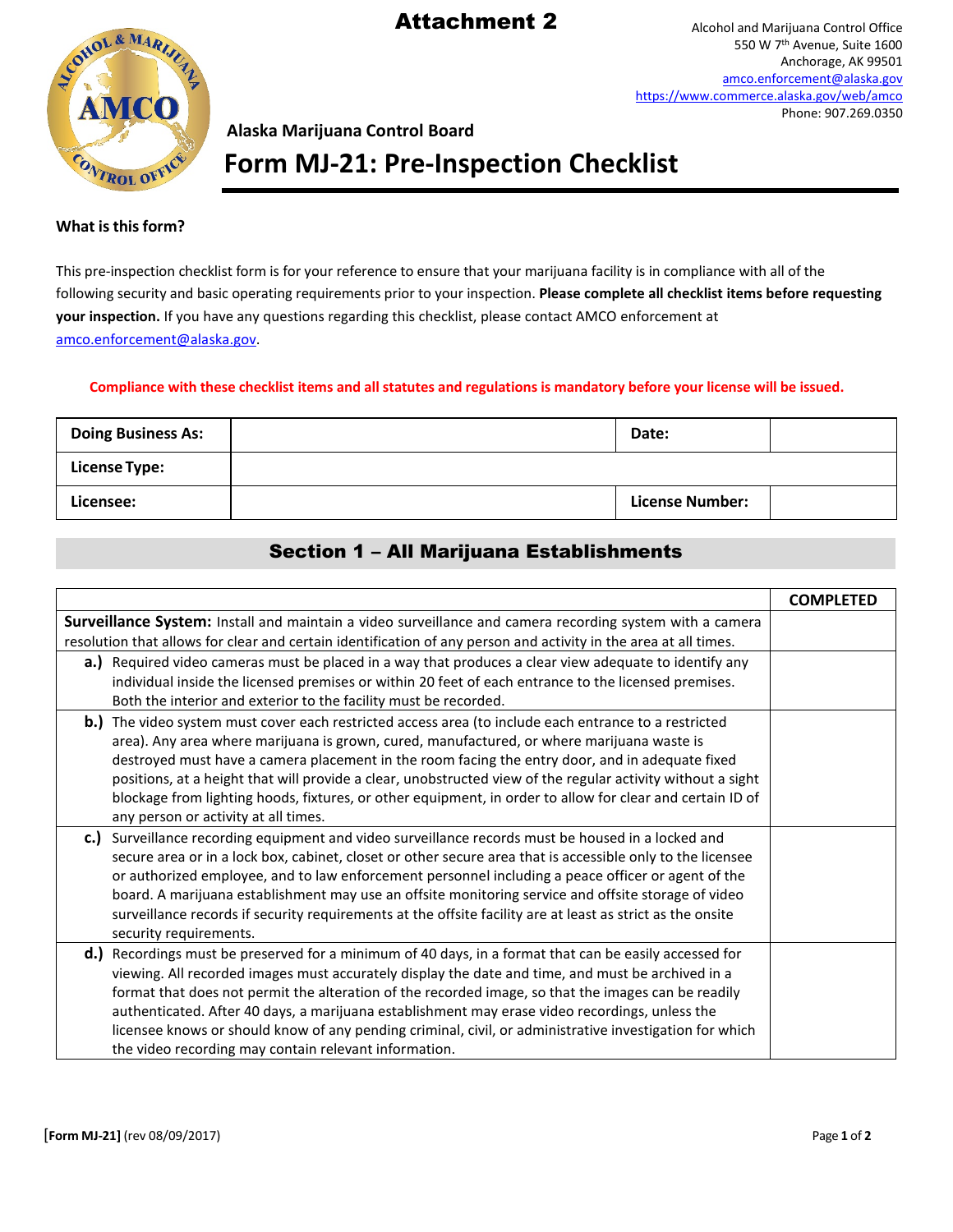# Attachment 2

Alcohol and Marijuana Control Office
550 W 7th Avenue, Suite 1600
Anchorage, AK 99501
amco.enforcement@alaska.gov
https://www.commerce.alaska.gov/web/amco
Phone: 907.269.0350

**Alaska Marijuana Control Board**

# Form MJ-21: Pre-Inspection Checklist

**What is this form?**

This pre-inspection checklist form is for your reference to ensure that your marijuana facility is in compliance with all of the following security and basic operating requirements prior to your inspection. **Please complete all checklist items before requesting your inspection.** If you have any questions regarding this checklist, please contact AMCO enforcement at amco.enforcement@alaska.gov.

**Compliance with these checklist items and all statutes and regulations is mandatory before your license will be issued.**

| **Doing Business As:** | | **Date:** | |
|---|---|---|---|
| **License Type:** | | | |
| **Licensee:** | | **License Number:** | |

## Section 1 – All Marijuana Establishments

| | **COMPLETED** |
|---|---|
| **Surveillance System:** Install and maintain a video surveillance and camera recording system with a camera resolution that allows for clear and certain identification of any person and activity in the area at all times. | |
| **a.)** Required video cameras must be placed in a way that produces a clear view adequate to identify any individual inside the licensed premises or within 20 feet of each entrance to the licensed premises. Both the interior and exterior to the facility must be recorded. | |
| **b.)** The video system must cover each restricted access area (to include each entrance to a restricted area). Any area where marijuana is grown, cured, manufactured, or where marijuana waste is destroyed must have a camera placement in the room facing the entry door, and in adequate fixed positions, at a height that will provide a clear, unobstructed view of the regular activity without a sight blockage from lighting hoods, fixtures, or other equipment, in order to allow for clear and certain ID of any person or activity at all times. | |
| **c.)** Surveillance recording equipment and video surveillance records must be housed in a locked and secure area or in a lock box, cabinet, closet or other secure area that is accessible only to the licensee or authorized employee, and to law enforcement personnel including a peace officer or agent of the board. A marijuana establishment may use an offsite monitoring service and offsite storage of video surveillance records if security requirements at the offsite facility are at least as strict as the onsite security requirements. | |
| **d.)** Recordings must be preserved for a minimum of 40 days, in a format that can be easily accessed for viewing. All recorded images must accurately display the date and time, and must be archived in a format that does not permit the alteration of the recorded image, so that the images can be readily authenticated. After 40 days, a marijuana establishment may erase video recordings, unless the licensee knows or should know of any pending criminal, civil, or administrative investigation for which the video recording may contain relevant information. | |

[Form MJ-21] (rev 08/09/2017)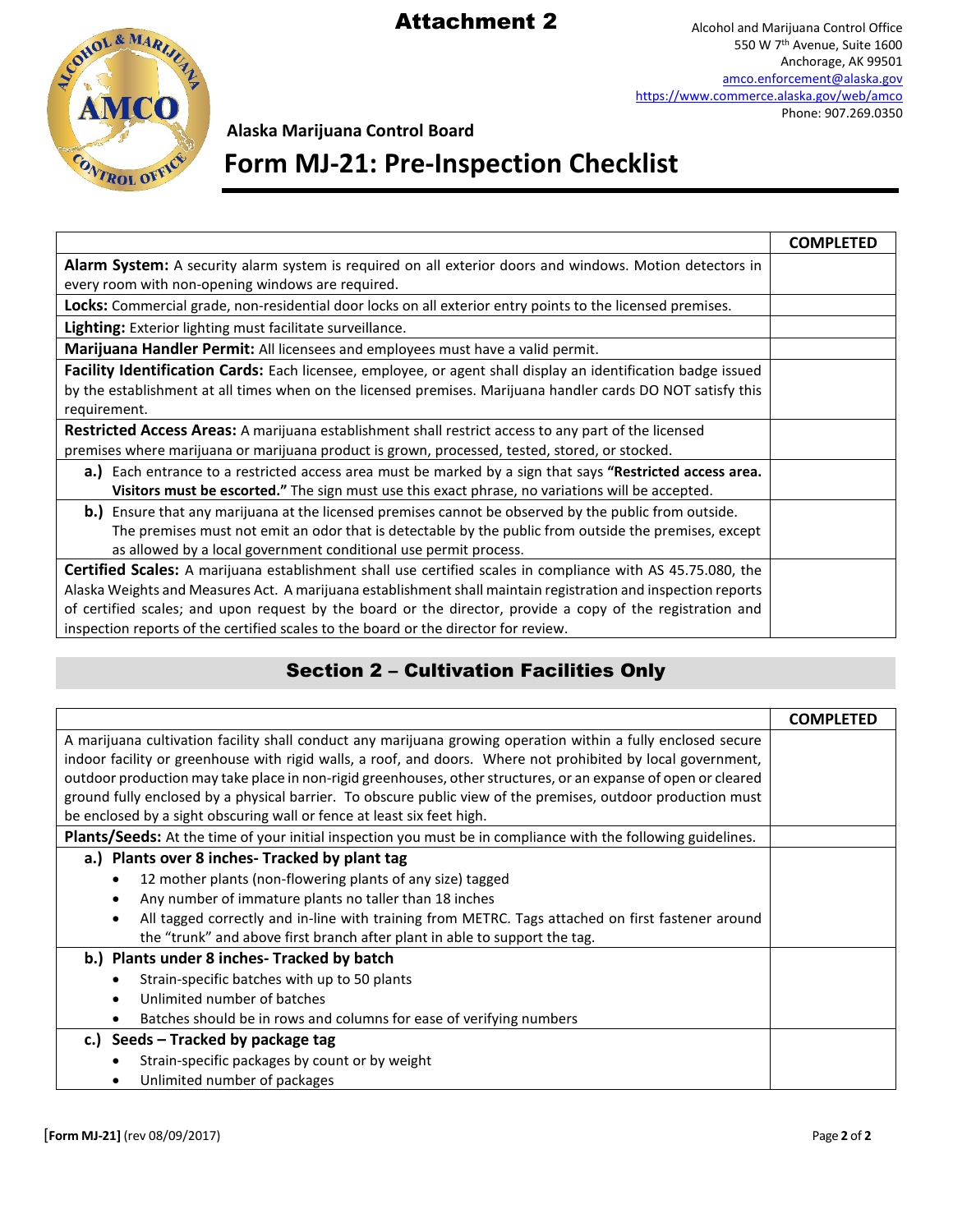# Attachment 2

Alcohol and Marijuana Control Office
550 W 7th Avenue, Suite 1600
Anchorage, AK 99501
amco.enforcement@alaska.gov
https://www.commerce.alaska.gov/web/amco
Phone: 907.269.0350

**Alaska Marijuana Control Board**

# Form MJ-21: Pre-Inspection Checklist

| | COMPLETED |
|---|---|
| **Alarm System:** A security alarm system is required on all exterior doors and windows. Motion detectors in every room with non-opening windows are required. | |
| **Locks:** Commercial grade, non-residential door locks on all exterior entry points to the licensed premises. | |
| **Lighting:** Exterior lighting must facilitate surveillance. | |
| **Marijuana Handler Permit:** All licensees and employees must have a valid permit. | |
| **Facility Identification Cards:** Each licensee, employee, or agent shall display an identification badge issued by the establishment at all times when on the licensed premises. Marijuana handler cards DO NOT satisfy this requirement. | |
| **Restricted Access Areas:** A marijuana establishment shall restrict access to any part of the licensed premises where marijuana or marijuana product is grown, processed, tested, stored, or stocked. | |
| **a.)** Each entrance to a restricted access area must be marked by a sign that says **"Restricted access area. Visitors must be escorted."** The sign must use this exact phrase, no variations will be accepted. | |
| **b.)** Ensure that any marijuana at the licensed premises cannot be observed by the public from outside. The premises must not emit an odor that is detectable by the public from outside the premises, except as allowed by a local government conditional use permit process. | |
| **Certified Scales:** A marijuana establishment shall use certified scales in compliance with AS 45.75.080, the Alaska Weights and Measures Act. A marijuana establishment shall maintain registration and inspection reports of certified scales; and upon request by the board or the director, provide a copy of the registration and inspection reports of the certified scales to the board or the director for review. | |

## Section 2 – Cultivation Facilities Only

| | COMPLETED |
|---|---|
| A marijuana cultivation facility shall conduct any marijuana growing operation within a fully enclosed secure indoor facility or greenhouse with rigid walls, a roof, and doors. Where not prohibited by local government, outdoor production may take place in non-rigid greenhouses, other structures, or an expanse of open or cleared ground fully enclosed by a physical barrier. To obscure public view of the premises, outdoor production must be enclosed by a sight obscuring wall or fence at least six feet high. | |
| **Plants/Seeds:** At the time of your initial inspection you must be in compliance with the following guidelines. | |
| **a.) Plants over 8 inches- Tracked by plant tag**<br>• 12 mother plants (non-flowering plants of any size) tagged<br>• Any number of immature plants no taller than 18 inches<br>• All tagged correctly and in-line with training from METRC. Tags attached on first fastener around the "trunk" and above first branch after plant in able to support the tag. | |
| **b.) Plants under 8 inches- Tracked by batch**<br>• Strain-specific batches with up to 50 plants<br>• Unlimited number of batches<br>• Batches should be in rows and columns for ease of verifying numbers | |
| **c.) Seeds – Tracked by package tag**<br>• Strain-specific packages by count or by weight<br>• Unlimited number of packages | |

[**Form MJ-21]** (rev 08/09/2017)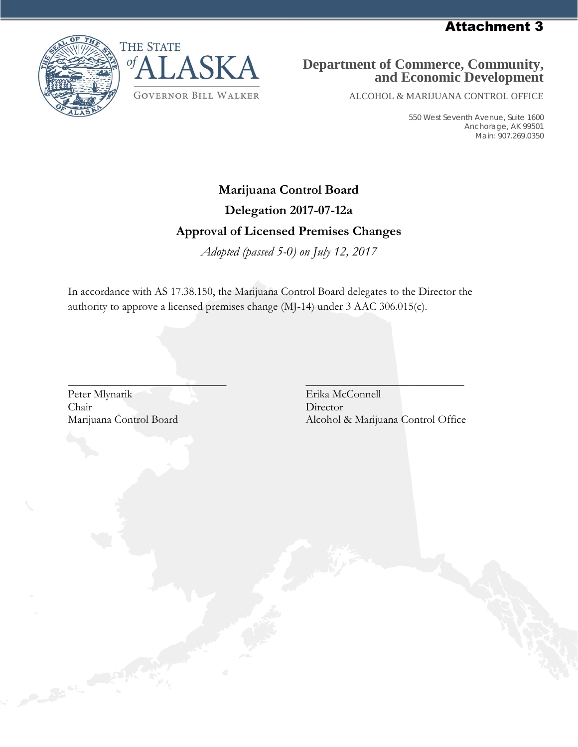Attachment 3

THE STATE of ALASKA

GOVERNOR BILL WALKER

**Department of Commerce, Community, and Economic Development**

ALCOHOL & MARIJUANA CONTROL OFFICE

550 West Seventh Avenue, Suite 1600
Anchorage, AK 99501
Main: 907.269.0350

## Marijuana Control Board

## Delegation 2017-07-12a

## Approval of Licensed Premises Changes

*Adopted (passed 5-0) on July 12, 2017*

In accordance with AS 17.38.150, the Marijuana Control Board delegates to the Director the authority to approve a licensed premises change (MJ-14) under 3 AAC 306.015(c).

\_\_\_\_\_\_\_\_\_\_\_\_\_\_\_\_\_\_\_\_\_\_\_\_\_\_\_\_
Peter Mlynarik
Chair
Marijuana Control Board

\_\_\_\_\_\_\_\_\_\_\_\_\_\_\_\_\_\_\_\_\_\_\_\_\_\_\_\_
Erika McConnell
Director
Alcohol & Marijuana Control Office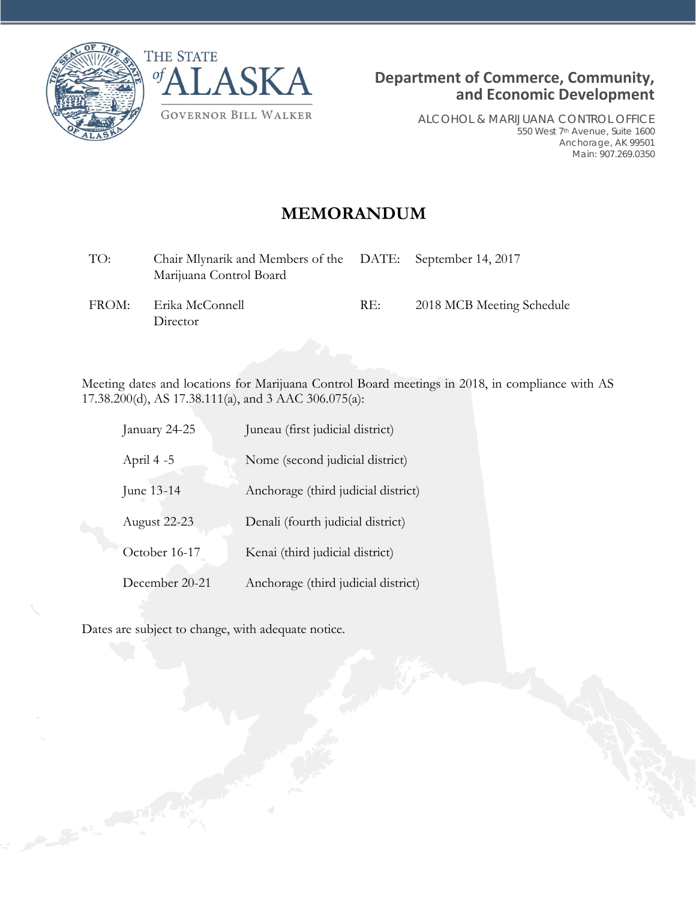THE STATE of ALASKA

GOVERNOR BILL WALKER

**Department of Commerce, Community, and Economic Development**

ALCOHOL & MARIJUANA CONTROL OFFICE
550 West 7th Avenue, Suite 1600
Anchorage, AK 99501
Main: 907.269.0350

# MEMORANDUM

| | | | |
|---|---|---|---|
| TO: | Chair Mlynarik and Members of the Marijuana Control Board | DATE: | September 14, 2017 |
| FROM: | Erika McConnell<br>Director | RE: | 2018 MCB Meeting Schedule |

Meeting dates and locations for Marijuana Control Board meetings in 2018, in compliance with AS 17.38.200(d), AS 17.38.111(a), and 3 AAC 306.075(a):

| | |
|---|---|
| January 24-25 | Juneau (first judicial district) |
| April 4 -5 | Nome (second judicial district) |
| June 13-14 | Anchorage (third judicial district) |
| August 22-23 | Denali (fourth judicial district) |
| October 16-17 | Kenai (third judicial district) |
| December 20-21 | Anchorage (third judicial district) |

Dates are subject to change, with adequate notice.